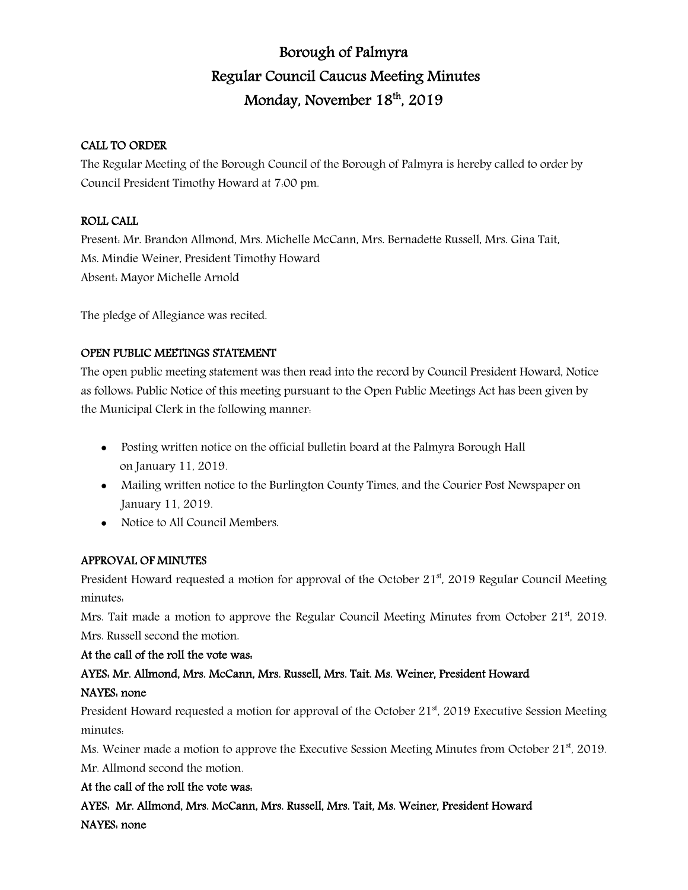# Borough of Palmyra
## Regular Council Caucus Meeting Minutes
## Monday, November 18th, 2019

**CALL TO ORDER**

The Regular Meeting of the Borough Council of the Borough of Palmyra is hereby called to order by Council President Timothy Howard at 7:00 pm.

**ROLL CALL**

Present: Mr. Brandon Allmond, Mrs. Michelle McCann, Mrs. Bernadette Russell, Mrs. Gina Tait, Ms. Mindie Weiner, President Timothy Howard

Absent: Mayor Michelle Arnold

The pledge of Allegiance was recited.

**OPEN PUBLIC MEETINGS STATEMENT**

The open public meeting statement was then read into the record by Council President Howard, Notice as follows: Public Notice of this meeting pursuant to the Open Public Meetings Act has been given by the Municipal Clerk in the following manner:

- Posting written notice on the official bulletin board at the Palmyra Borough Hall on January 11, 2019.
- Mailing written notice to the Burlington County Times, and the Courier Post Newspaper on January 11, 2019.
- Notice to All Council Members.

**APPROVAL OF MINUTES**

President Howard requested a motion for approval of the October 21st, 2019 Regular Council Meeting minutes:

Mrs. Tait made a motion to approve the Regular Council Meeting Minutes from October 21st, 2019. Mrs. Russell second the motion.

**At the call of the roll the vote was:**

**AYES: Mr. Allmond, Mrs. McCann, Mrs. Russell, Mrs. Tait. Ms. Weiner, President Howard**

**NAYES: none**

President Howard requested a motion for approval of the October 21st, 2019 Executive Session Meeting minutes:

Ms. Weiner made a motion to approve the Executive Session Meeting Minutes from October 21st, 2019. Mr. Allmond second the motion.

**At the call of the roll the vote was:**

**AYES: Mr. Allmond, Mrs. McCann, Mrs. Russell, Mrs. Tait, Ms. Weiner, President Howard**

**NAYES: none**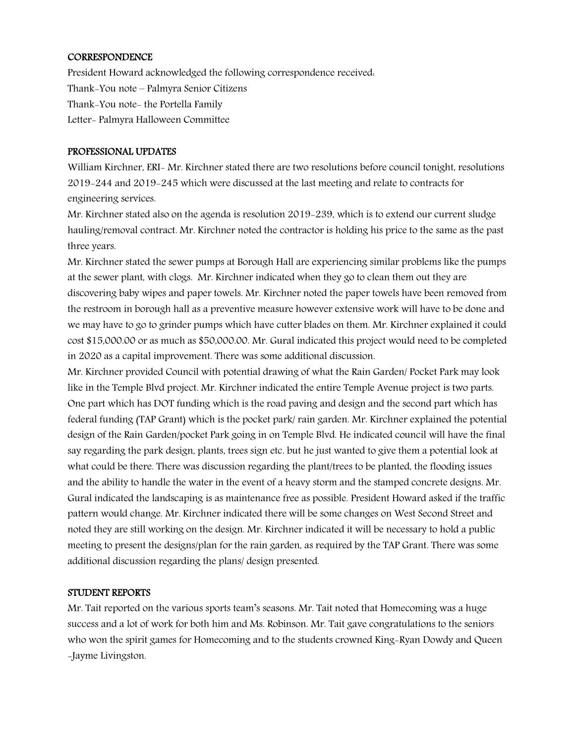## CORRESPONDENCE

President Howard acknowledged the following correspondence received:

Thank-You note – Palmyra Senior Citizens

Thank-You note- the Portella Family

Letter- Palmyra Halloween Committee

## PROFESSIONAL UPDATES

William Kirchner, ERI- Mr. Kirchner stated there are two resolutions before council tonight, resolutions 2019-244 and 2019-245 which were discussed at the last meeting and relate to contracts for engineering services.

Mr. Kirchner stated also on the agenda is resolution 2019-239, which is to extend our current sludge hauling/removal contract. Mr. Kirchner noted the contractor is holding his price to the same as the past three years.

Mr. Kirchner stated the sewer pumps at Borough Hall are experiencing similar problems like the pumps at the sewer plant, with clogs. Mr. Kirchner indicated when they go to clean them out they are discovering baby wipes and paper towels. Mr. Kirchner noted the paper towels have been removed from the restroom in borough hall as a preventive measure however extensive work will have to be done and we may have to go to grinder pumps which have cutter blades on them. Mr. Kirchner explained it could cost $15,000.00 or as much as $50,000.00. Mr. Gural indicated this project would need to be completed in 2020 as a capital improvement. There was some additional discussion.

Mr. Kirchner provided Council with potential drawing of what the Rain Garden/ Pocket Park may look like in the Temple Blvd project. Mr. Kirchner indicated the entire Temple Avenue project is two parts. One part which has DOT funding which is the road paving and design and the second part which has federal funding (TAP Grant) which is the pocket park/ rain garden. Mr. Kirchner explained the potential design of the Rain Garden/pocket Park going in on Temple Blvd. He indicated council will have the final say regarding the park design, plants, trees sign etc. but he just wanted to give them a potential look at what could be there. There was discussion regarding the plant/trees to be planted, the flooding issues and the ability to handle the water in the event of a heavy storm and the stamped concrete designs. Mr. Gural indicated the landscaping is as maintenance free as possible. President Howard asked if the traffic pattern would change. Mr. Kirchner indicated there will be some changes on West Second Street and noted they are still working on the design. Mr. Kirchner indicated it will be necessary to hold a public meeting to present the designs/plan for the rain garden, as required by the TAP Grant. There was some additional discussion regarding the plans/ design presented.

## STUDENT REPORTS

Mr. Tait reported on the various sports team's seasons. Mr. Tait noted that Homecoming was a huge success and a lot of work for both him and Ms. Robinson. Mr. Tait gave congratulations to the seniors who won the spirit games for Homecoming and to the students crowned King-Ryan Dowdy and Queen -Jayme Livingston.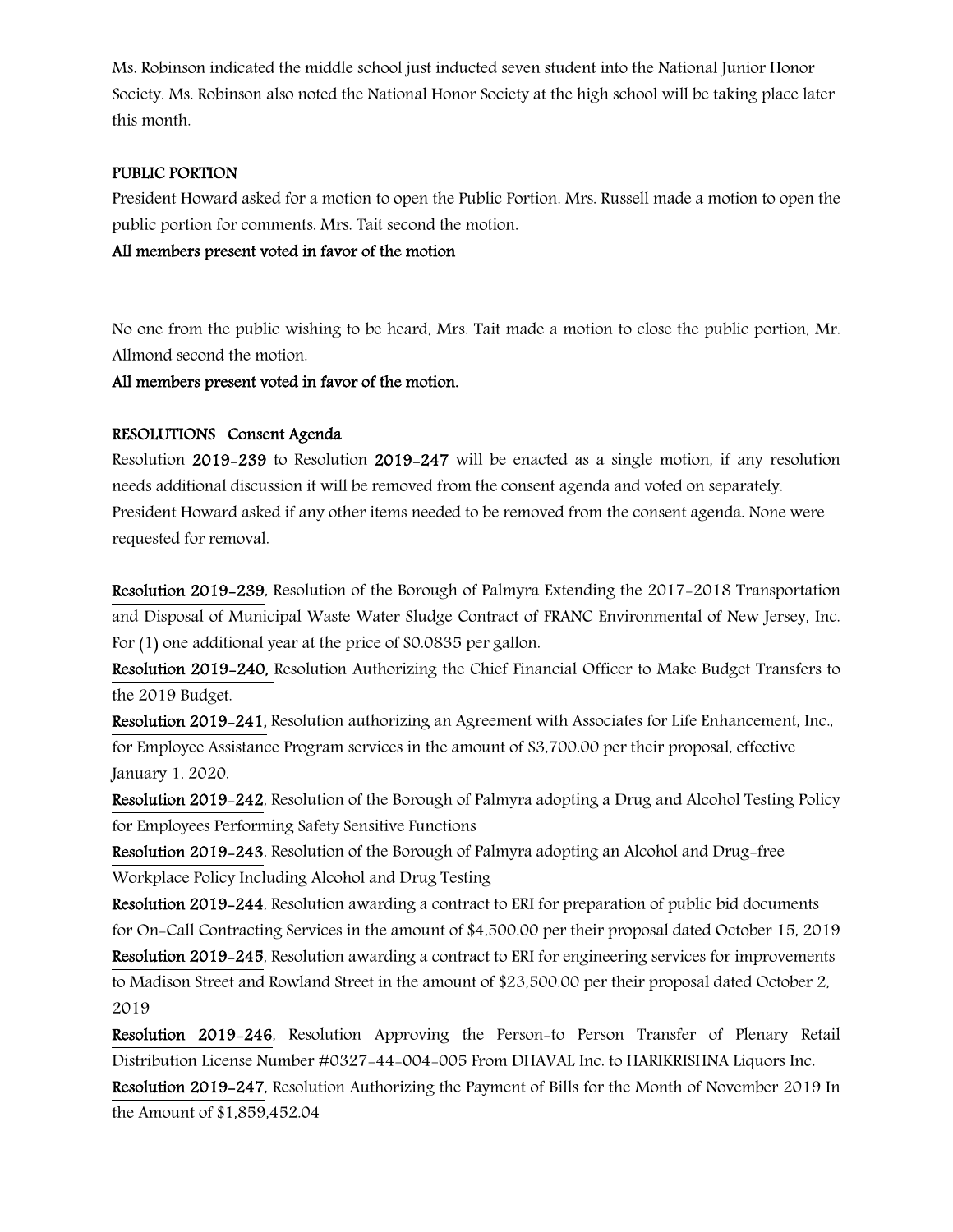Ms. Robinson indicated the middle school just inducted seven student into the National Junior Honor Society. Ms. Robinson also noted the National Honor Society at the high school will be taking place later this month.

**PUBLIC PORTION**

President Howard asked for a motion to open the Public Portion. Mrs. Russell made a motion to open the public portion for comments. Mrs. Tait second the motion.

**All members present voted in favor of the motion**

No one from the public wishing to be heard, Mrs. Tait made a motion to close the public portion, Mr. Allmond second the motion.

**All members present voted in favor of the motion.**

**RESOLUTIONS Consent Agenda**

Resolution **2019-239** to Resolution **2019-247** will be enacted as a single motion, if any resolution needs additional discussion it will be removed from the consent agenda and voted on separately. President Howard asked if any other items needed to be removed from the consent agenda. None were requested for removal.

**Resolution 2019-239**, Resolution of the Borough of Palmyra Extending the 2017-2018 Transportation and Disposal of Municipal Waste Water Sludge Contract of FRANC Environmental of New Jersey, Inc. For (1) one additional year at the price of $0.0835 per gallon.

**Resolution 2019-240,** Resolution Authorizing the Chief Financial Officer to Make Budget Transfers to the 2019 Budget.

**Resolution 2019-241,** Resolution authorizing an Agreement with Associates for Life Enhancement, Inc., for Employee Assistance Program services in the amount of $3,700.00 per their proposal, effective January 1, 2020.

**Resolution 2019-242**, Resolution of the Borough of Palmyra adopting a Drug and Alcohol Testing Policy for Employees Performing Safety Sensitive Functions

**Resolution 2019-243**, Resolution of the Borough of Palmyra adopting an Alcohol and Drug-free Workplace Policy Including Alcohol and Drug Testing

**Resolution 2019-244**, Resolution awarding a contract to ERI for preparation of public bid documents for On-Call Contracting Services in the amount of $4,500.00 per their proposal dated October 15, 2019

**Resolution 2019-245**, Resolution awarding a contract to ERI for engineering services for improvements to Madison Street and Rowland Street in the amount of $23,500.00 per their proposal dated October 2, 2019

**Resolution 2019-246**, Resolution Approving the Person-to Person Transfer of Plenary Retail Distribution License Number #0327-44-004-005 From DHAVAL Inc. to HARIKRISHNA Liquors Inc.

**Resolution 2019-247**, Resolution Authorizing the Payment of Bills for the Month of November 2019 In the Amount of $1,859,452.04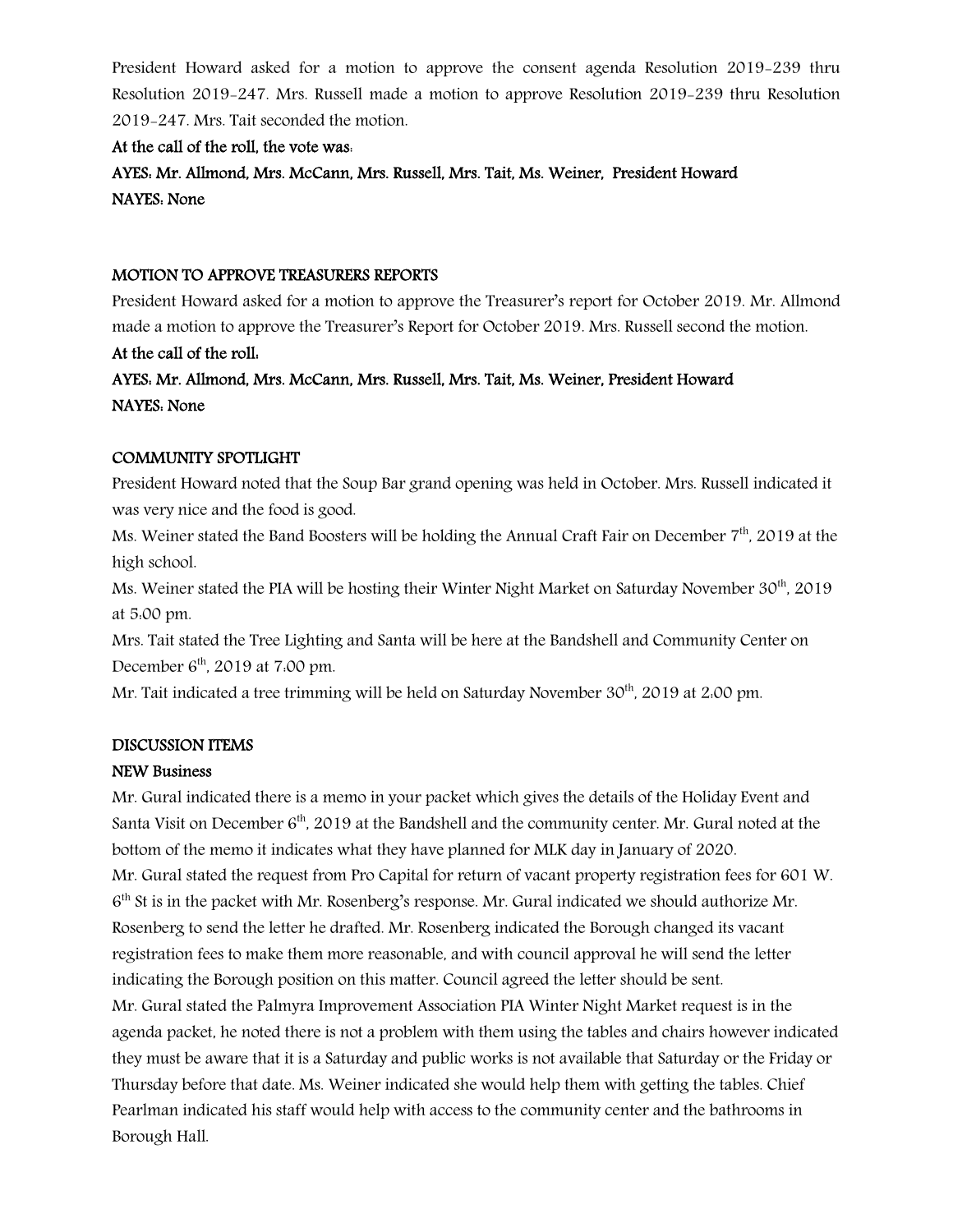President Howard asked for a motion to approve the consent agenda Resolution 2019-239 thru Resolution 2019-247. Mrs. Russell made a motion to approve Resolution 2019-239 thru Resolution 2019-247. Mrs. Tait seconded the motion.

**At the call of the roll, the vote was:**

**AYES: Mr. Allmond, Mrs. McCann, Mrs. Russell, Mrs. Tait, Ms. Weiner, President Howard**

**NAYES: None**

**MOTION TO APPROVE TREASURERS REPORTS**

President Howard asked for a motion to approve the Treasurer's report for October 2019. Mr. Allmond made a motion to approve the Treasurer's Report for October 2019. Mrs. Russell second the motion.

**At the call of the roll:**

**AYES: Mr. Allmond, Mrs. McCann, Mrs. Russell, Mrs. Tait, Ms. Weiner, President Howard**

**NAYES: None**

**COMMUNITY SPOTLIGHT**

President Howard noted that the Soup Bar grand opening was held in October. Mrs. Russell indicated it was very nice and the food is good.

Ms. Weiner stated the Band Boosters will be holding the Annual Craft Fair on December 7th, 2019 at the high school.

Ms. Weiner stated the PIA will be hosting their Winter Night Market on Saturday November 30th, 2019 at 5:00 pm.

Mrs. Tait stated the Tree Lighting and Santa will be here at the Bandshell and Community Center on December 6th, 2019 at 7:00 pm.

Mr. Tait indicated a tree trimming will be held on Saturday November 30th, 2019 at 2:00 pm.

**DISCUSSION ITEMS**

**NEW Business**

Mr. Gural indicated there is a memo in your packet which gives the details of the Holiday Event and Santa Visit on December 6th, 2019 at the Bandshell and the community center. Mr. Gural noted at the bottom of the memo it indicates what they have planned for MLK day in January of 2020.

Mr. Gural stated the request from Pro Capital for return of vacant property registration fees for 601 W. 6th St is in the packet with Mr. Rosenberg's response. Mr. Gural indicated we should authorize Mr. Rosenberg to send the letter he drafted. Mr. Rosenberg indicated the Borough changed its vacant registration fees to make them more reasonable, and with council approval he will send the letter indicating the Borough position on this matter. Council agreed the letter should be sent.

Mr. Gural stated the Palmyra Improvement Association PIA Winter Night Market request is in the agenda packet, he noted there is not a problem with them using the tables and chairs however indicated they must be aware that it is a Saturday and public works is not available that Saturday or the Friday or Thursday before that date. Ms. Weiner indicated she would help them with getting the tables. Chief Pearlman indicated his staff would help with access to the community center and the bathrooms in Borough Hall.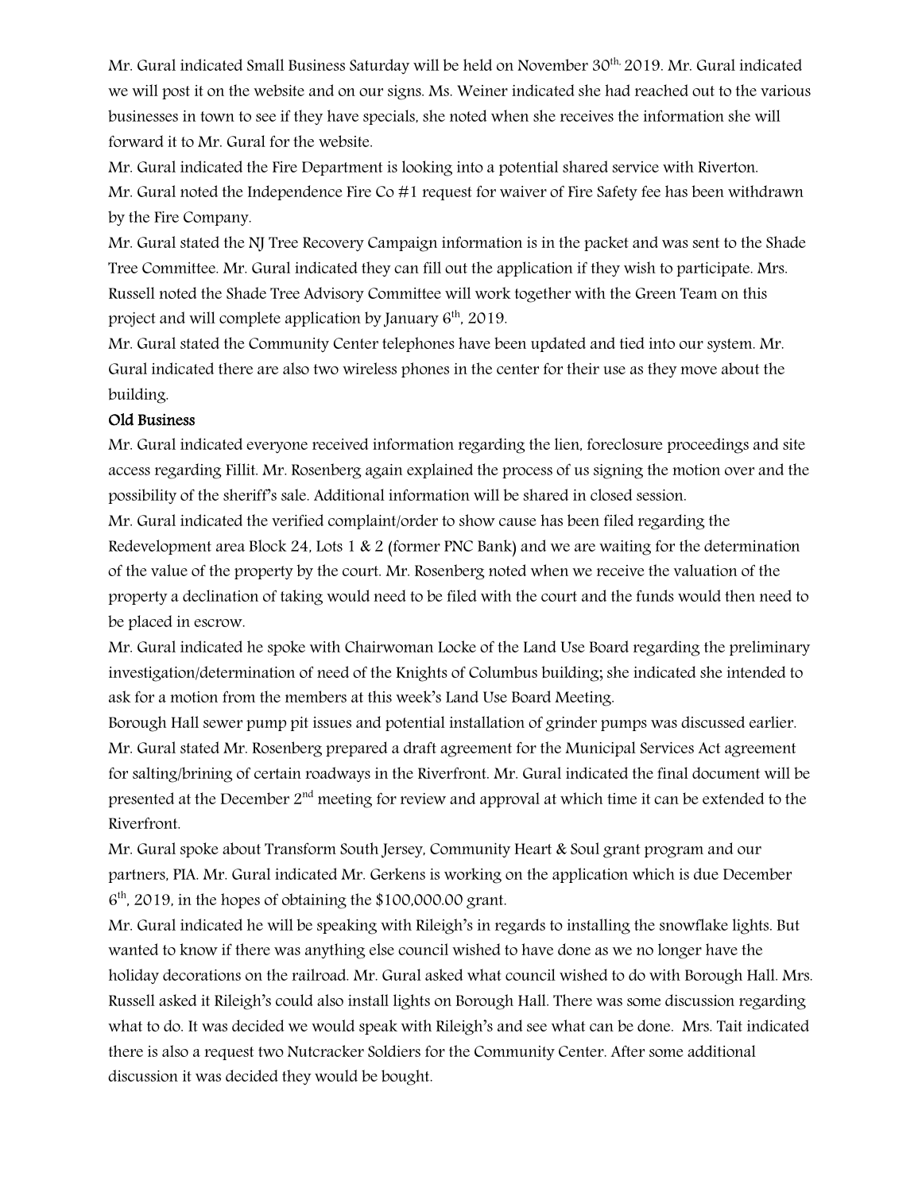Mr. Gural indicated Small Business Saturday will be held on November 30th, 2019. Mr. Gural indicated we will post it on the website and on our signs. Ms. Weiner indicated she had reached out to the various businesses in town to see if they have specials, she noted when she receives the information she will forward it to Mr. Gural for the website.

Mr. Gural indicated the Fire Department is looking into a potential shared service with Riverton.

Mr. Gural noted the Independence Fire Co #1 request for waiver of Fire Safety fee has been withdrawn by the Fire Company.

Mr. Gural stated the NJ Tree Recovery Campaign information is in the packet and was sent to the Shade Tree Committee. Mr. Gural indicated they can fill out the application if they wish to participate. Mrs. Russell noted the Shade Tree Advisory Committee will work together with the Green Team on this project and will complete application by January 6th, 2019.

Mr. Gural stated the Community Center telephones have been updated and tied into our system. Mr. Gural indicated there are also two wireless phones in the center for their use as they move about the building.

**Old Business**

Mr. Gural indicated everyone received information regarding the lien, foreclosure proceedings and site access regarding Fillit. Mr. Rosenberg again explained the process of us signing the motion over and the possibility of the sheriff's sale. Additional information will be shared in closed session.

Mr. Gural indicated the verified complaint/order to show cause has been filed regarding the Redevelopment area Block 24, Lots 1 & 2 (former PNC Bank) and we are waiting for the determination of the value of the property by the court. Mr. Rosenberg noted when we receive the valuation of the property a declination of taking would need to be filed with the court and the funds would then need to be placed in escrow.

Mr. Gural indicated he spoke with Chairwoman Locke of the Land Use Board regarding the preliminary investigation/determination of need of the Knights of Columbus building; she indicated she intended to ask for a motion from the members at this week's Land Use Board Meeting.

Borough Hall sewer pump pit issues and potential installation of grinder pumps was discussed earlier.

Mr. Gural stated Mr. Rosenberg prepared a draft agreement for the Municipal Services Act agreement for salting/brining of certain roadways in the Riverfront. Mr. Gural indicated the final document will be presented at the December 2nd meeting for review and approval at which time it can be extended to the Riverfront.

Mr. Gural spoke about Transform South Jersey, Community Heart & Soul grant program and our partners, PIA. Mr. Gural indicated Mr. Gerkens is working on the application which is due December 6th, 2019, in the hopes of obtaining the $100,000.00 grant.

Mr. Gural indicated he will be speaking with Rileigh's in regards to installing the snowflake lights. But wanted to know if there was anything else council wished to have done as we no longer have the holiday decorations on the railroad. Mr. Gural asked what council wished to do with Borough Hall. Mrs. Russell asked it Rileigh's could also install lights on Borough Hall. There was some discussion regarding what to do. It was decided we would speak with Rileigh's and see what can be done. Mrs. Tait indicated there is also a request two Nutcracker Soldiers for the Community Center. After some additional discussion it was decided they would be bought.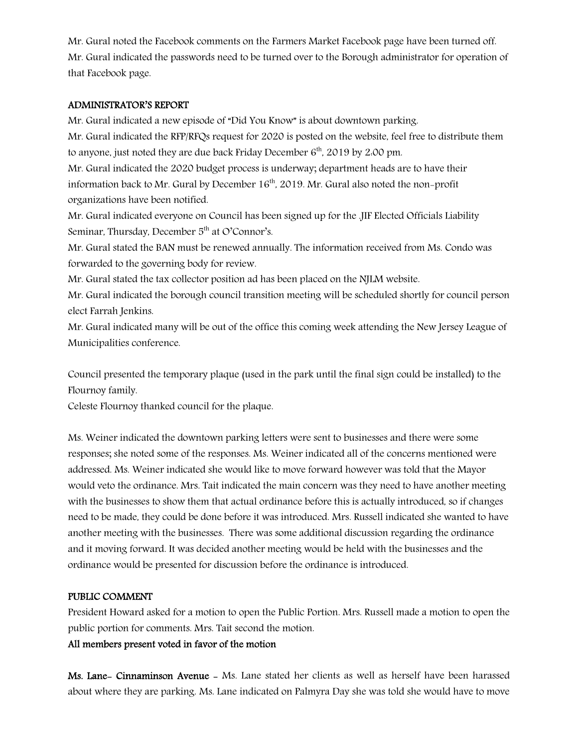Mr. Gural noted the Facebook comments on the Farmers Market Facebook page have been turned off. Mr. Gural indicated the passwords need to be turned over to the Borough administrator for operation of that Facebook page.

## ADMINISTRATOR'S REPORT

Mr. Gural indicated a new episode of "Did You Know" is about downtown parking.

Mr. Gural indicated the RFP/RFQs request for 2020 is posted on the website, feel free to distribute them to anyone, just noted they are due back Friday December 6th, 2019 by 2:00 pm.

Mr. Gural indicated the 2020 budget process is underway; department heads are to have their information back to Mr. Gural by December 16th, 2019. Mr. Gural also noted the non-profit organizations have been notified.

Mr. Gural indicated everyone on Council has been signed up for the JIF Elected Officials Liability Seminar, Thursday, December 5th at O'Connor's.

Mr. Gural stated the BAN must be renewed annually. The information received from Ms. Condo was forwarded to the governing body for review.

Mr. Gural stated the tax collector position ad has been placed on the NJLM website.

Mr. Gural indicated the borough council transition meeting will be scheduled shortly for council person elect Farrah Jenkins.

Mr. Gural indicated many will be out of the office this coming week attending the New Jersey League of Municipalities conference.

Council presented the temporary plaque (used in the park until the final sign could be installed) to the Flournoy family.

Celeste Flournoy thanked council for the plaque.

Ms. Weiner indicated the downtown parking letters were sent to businesses and there were some responses; she noted some of the responses. Ms. Weiner indicated all of the concerns mentioned were addressed. Ms. Weiner indicated she would like to move forward however was told that the Mayor would veto the ordinance. Mrs. Tait indicated the main concern was they need to have another meeting with the businesses to show them that actual ordinance before this is actually introduced, so if changes need to be made, they could be done before it was introduced. Mrs. Russell indicated she wanted to have another meeting with the businesses. There was some additional discussion regarding the ordinance and it moving forward. It was decided another meeting would be held with the businesses and the ordinance would be presented for discussion before the ordinance is introduced.

## PUBLIC COMMENT

President Howard asked for a motion to open the Public Portion. Mrs. Russell made a motion to open the public portion for comments. Mrs. Tait second the motion.

**All members present voted in favor of the motion**

**Ms. Lane- Cinnaminson Avenue** - Ms. Lane stated her clients as well as herself have been harassed about where they are parking. Ms. Lane indicated on Palmyra Day she was told she would have to move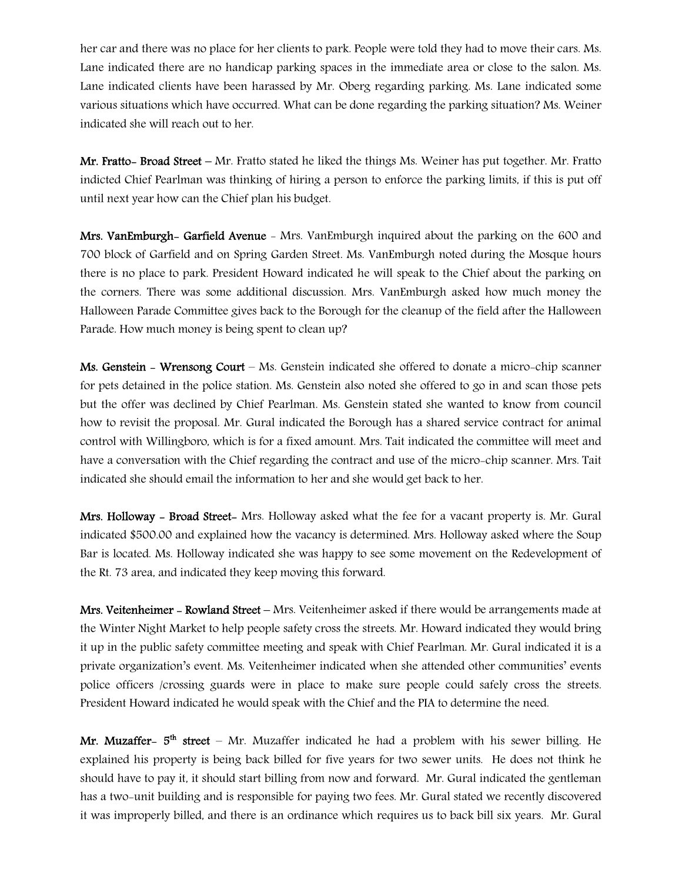her car and there was no place for her clients to park. People were told they had to move their cars. Ms. Lane indicated there are no handicap parking spaces in the immediate area or close to the salon. Ms. Lane indicated clients have been harassed by Mr. Oberg regarding parking. Ms. Lane indicated some various situations which have occurred. What can be done regarding the parking situation? Ms. Weiner indicated she will reach out to her.

**Mr. Fratto- Broad Street** – Mr. Fratto stated he liked the things Ms. Weiner has put together. Mr. Fratto indicted Chief Pearlman was thinking of hiring a person to enforce the parking limits, if this is put off until next year how can the Chief plan his budget.

**Mrs. VanEmburgh- Garfield Avenue** - Mrs. VanEmburgh inquired about the parking on the 600 and 700 block of Garfield and on Spring Garden Street. Ms. VanEmburgh noted during the Mosque hours there is no place to park. President Howard indicated he will speak to the Chief about the parking on the corners. There was some additional discussion. Mrs. VanEmburgh asked how much money the Halloween Parade Committee gives back to the Borough for the cleanup of the field after the Halloween Parade. How much money is being spent to clean up?

**Ms. Genstein - Wrensong Court** – Ms. Genstein indicated she offered to donate a micro-chip scanner for pets detained in the police station. Ms. Genstein also noted she offered to go in and scan those pets but the offer was declined by Chief Pearlman. Ms. Genstein stated she wanted to know from council how to revisit the proposal. Mr. Gural indicated the Borough has a shared service contract for animal control with Willingboro, which is for a fixed amount. Mrs. Tait indicated the committee will meet and have a conversation with the Chief regarding the contract and use of the micro-chip scanner. Mrs. Tait indicated she should email the information to her and she would get back to her.

**Mrs. Holloway - Broad Street-** Mrs. Holloway asked what the fee for a vacant property is. Mr. Gural indicated $500.00 and explained how the vacancy is determined. Mrs. Holloway asked where the Soup Bar is located. Ms. Holloway indicated she was happy to see some movement on the Redevelopment of the Rt. 73 area, and indicated they keep moving this forward.

**Mrs. Veitenheimer - Rowland Street** – Mrs. Veitenheimer asked if there would be arrangements made at the Winter Night Market to help people safety cross the streets. Mr. Howard indicated they would bring it up in the public safety committee meeting and speak with Chief Pearlman. Mr. Gural indicated it is a private organization's event. Ms. Veitenheimer indicated when she attended other communities' events police officers /crossing guards were in place to make sure people could safely cross the streets. President Howard indicated he would speak with the Chief and the PIA to determine the need.

**Mr. Muzaffer- 5th street** – Mr. Muzaffer indicated he had a problem with his sewer billing. He explained his property is being back billed for five years for two sewer units. He does not think he should have to pay it, it should start billing from now and forward. Mr. Gural indicated the gentleman has a two-unit building and is responsible for paying two fees. Mr. Gural stated we recently discovered it was improperly billed, and there is an ordinance which requires us to back bill six years. Mr. Gural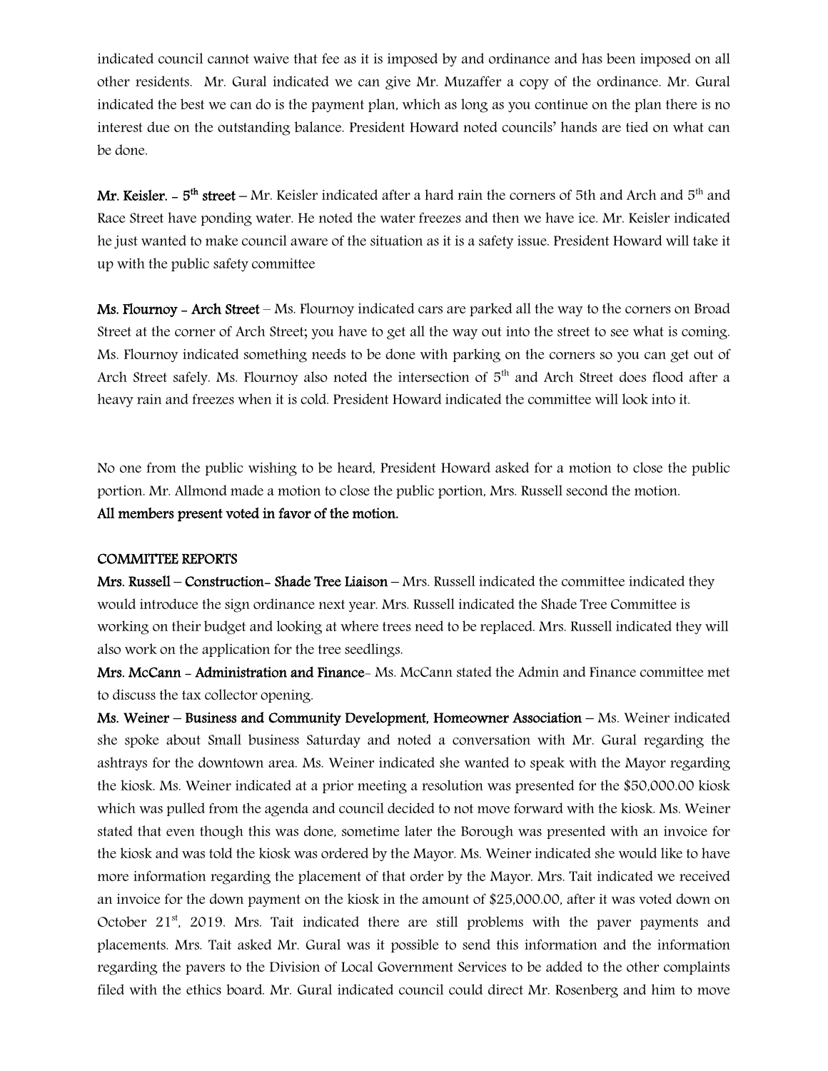indicated council cannot waive that fee as it is imposed by and ordinance and has been imposed on all other residents. Mr. Gural indicated we can give Mr. Muzaffer a copy of the ordinance. Mr. Gural indicated the best we can do is the payment plan, which as long as you continue on the plan there is no interest due on the outstanding balance. President Howard noted councils' hands are tied on what can be done.

**Mr. Keisler. - 5th street** – Mr. Keisler indicated after a hard rain the corners of 5th and Arch and 5th and Race Street have ponding water. He noted the water freezes and then we have ice. Mr. Keisler indicated he just wanted to make council aware of the situation as it is a safety issue. President Howard will take it up with the public safety committee

**Ms. Flournoy - Arch Street** – Ms. Flournoy indicated cars are parked all the way to the corners on Broad Street at the corner of Arch Street; you have to get all the way out into the street to see what is coming. Ms. Flournoy indicated something needs to be done with parking on the corners so you can get out of Arch Street safely. Ms. Flournoy also noted the intersection of 5th and Arch Street does flood after a heavy rain and freezes when it is cold. President Howard indicated the committee will look into it.

No one from the public wishing to be heard, President Howard asked for a motion to close the public portion. Mr. Allmond made a motion to close the public portion, Mrs. Russell second the motion.
**All members present voted in favor of the motion.**

**COMMITTEE REPORTS**

**Mrs. Russell – Construction- Shade Tree Liaison** – Mrs. Russell indicated the committee indicated they would introduce the sign ordinance next year. Mrs. Russell indicated the Shade Tree Committee is working on their budget and looking at where trees need to be replaced. Mrs. Russell indicated they will also work on the application for the tree seedlings.

**Mrs. McCann - Administration and Finance**- Ms. McCann stated the Admin and Finance committee met to discuss the tax collector opening.

**Ms. Weiner – Business and Community Development, Homeowner Association** – Ms. Weiner indicated she spoke about Small business Saturday and noted a conversation with Mr. Gural regarding the ashtrays for the downtown area. Ms. Weiner indicated she wanted to speak with the Mayor regarding the kiosk. Ms. Weiner indicated at a prior meeting a resolution was presented for the $50,000.00 kiosk which was pulled from the agenda and council decided to not move forward with the kiosk. Ms. Weiner stated that even though this was done, sometime later the Borough was presented with an invoice for the kiosk and was told the kiosk was ordered by the Mayor. Ms. Weiner indicated she would like to have more information regarding the placement of that order by the Mayor. Mrs. Tait indicated we received an invoice for the down payment on the kiosk in the amount of $25,000.00, after it was voted down on October 21st, 2019. Mrs. Tait indicated there are still problems with the paver payments and placements. Mrs. Tait asked Mr. Gural was it possible to send this information and the information regarding the pavers to the Division of Local Government Services to be added to the other complaints filed with the ethics board. Mr. Gural indicated council could direct Mr. Rosenberg and him to move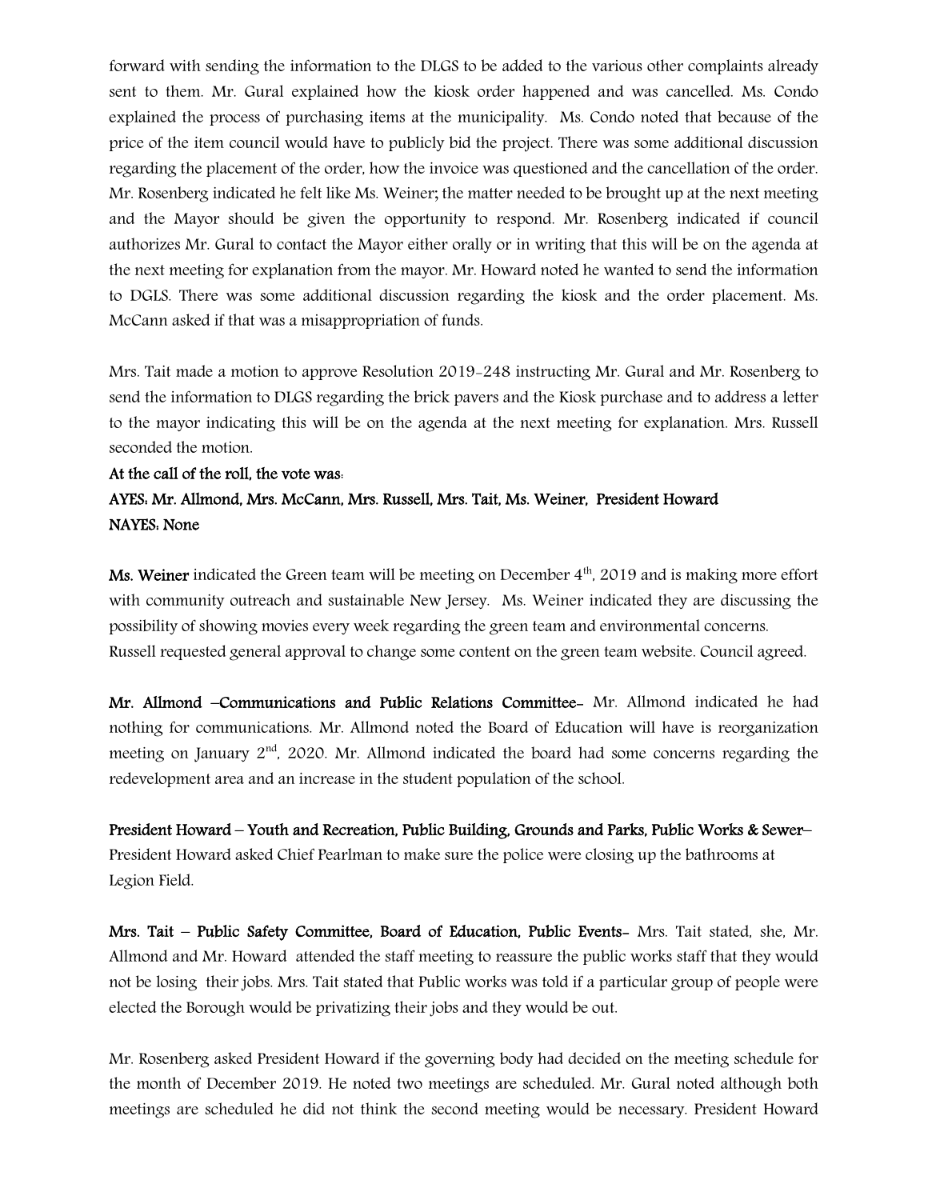forward with sending the information to the DLGS to be added to the various other complaints already sent to them. Mr. Gural explained how the kiosk order happened and was cancelled. Ms. Condo explained the process of purchasing items at the municipality. Ms. Condo noted that because of the price of the item council would have to publicly bid the project. There was some additional discussion regarding the placement of the order, how the invoice was questioned and the cancellation of the order. Mr. Rosenberg indicated he felt like Ms. Weiner; the matter needed to be brought up at the next meeting and the Mayor should be given the opportunity to respond. Mr. Rosenberg indicated if council authorizes Mr. Gural to contact the Mayor either orally or in writing that this will be on the agenda at the next meeting for explanation from the mayor. Mr. Howard noted he wanted to send the information to DGLS. There was some additional discussion regarding the kiosk and the order placement. Ms. McCann asked if that was a misappropriation of funds.

Mrs. Tait made a motion to approve Resolution 2019-248 instructing Mr. Gural and Mr. Rosenberg to send the information to DLGS regarding the brick pavers and the Kiosk purchase and to address a letter to the mayor indicating this will be on the agenda at the next meeting for explanation. Mrs. Russell seconded the motion.

**At the call of the roll, the vote was:**
**AYES: Mr. Allmond, Mrs. McCann, Mrs. Russell, Mrs. Tait, Ms. Weiner, President Howard**
**NAYES: None**

**Ms. Weiner** indicated the Green team will be meeting on December 4th, 2019 and is making more effort with community outreach and sustainable New Jersey. Ms. Weiner indicated they are discussing the possibility of showing movies every week regarding the green team and environmental concerns. Russell requested general approval to change some content on the green team website. Council agreed.

**Mr. Allmond –Communications and Public Relations Committee-** Mr. Allmond indicated he had nothing for communications. Mr. Allmond noted the Board of Education will have is reorganization meeting on January 2nd, 2020. Mr. Allmond indicated the board had some concerns regarding the redevelopment area and an increase in the student population of the school.

**President Howard – Youth and Recreation, Public Building, Grounds and Parks, Public Works & Sewer–** President Howard asked Chief Pearlman to make sure the police were closing up the bathrooms at Legion Field.

**Mrs. Tait – Public Safety Committee, Board of Education, Public Events-** Mrs. Tait stated, she, Mr. Allmond and Mr. Howard attended the staff meeting to reassure the public works staff that they would not be losing their jobs. Mrs. Tait stated that Public works was told if a particular group of people were elected the Borough would be privatizing their jobs and they would be out.

Mr. Rosenberg asked President Howard if the governing body had decided on the meeting schedule for the month of December 2019. He noted two meetings are scheduled. Mr. Gural noted although both meetings are scheduled he did not think the second meeting would be necessary. President Howard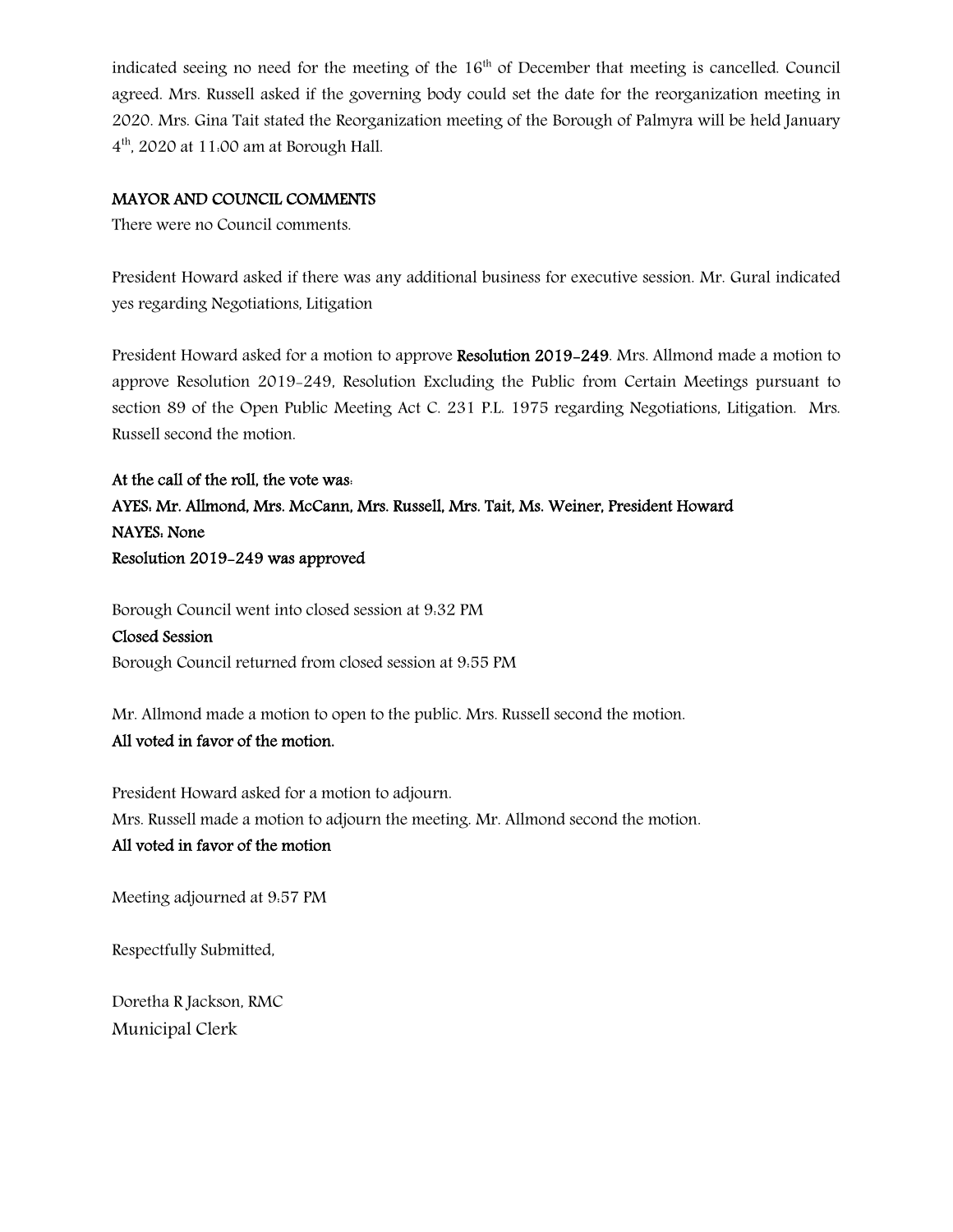indicated seeing no need for the meeting of the 16th of December that meeting is cancelled. Council agreed. Mrs. Russell asked if the governing body could set the date for the reorganization meeting in 2020. Mrs. Gina Tait stated the Reorganization meeting of the Borough of Palmyra will be held January 4th, 2020 at 11:00 am at Borough Hall.

**MAYOR AND COUNCIL COMMENTS**

There were no Council comments.

President Howard asked if there was any additional business for executive session. Mr. Gural indicated yes regarding Negotiations, Litigation

President Howard asked for a motion to approve **Resolution 2019-249**. Mrs. Allmond made a motion to approve Resolution 2019-249, Resolution Excluding the Public from Certain Meetings pursuant to section 89 of the Open Public Meeting Act C. 231 P.L. 1975 regarding Negotiations, Litigation. Mrs. Russell second the motion.

**At the call of the roll, the vote was:**
**AYES: Mr. Allmond, Mrs. McCann, Mrs. Russell, Mrs. Tait, Ms. Weiner, President Howard**
**NAYES: None**
**Resolution 2019-249 was approved**

Borough Council went into closed session at 9:32 PM
**Closed Session**
Borough Council returned from closed session at 9:55 PM

Mr. Allmond made a motion to open to the public. Mrs. Russell second the motion.
**All voted in favor of the motion.**

President Howard asked for a motion to adjourn.
Mrs. Russell made a motion to adjourn the meeting. Mr. Allmond second the motion.
**All voted in favor of the motion**

Meeting adjourned at 9:57 PM

Respectfully Submitted,

Doretha R Jackson, RMC
Municipal Clerk